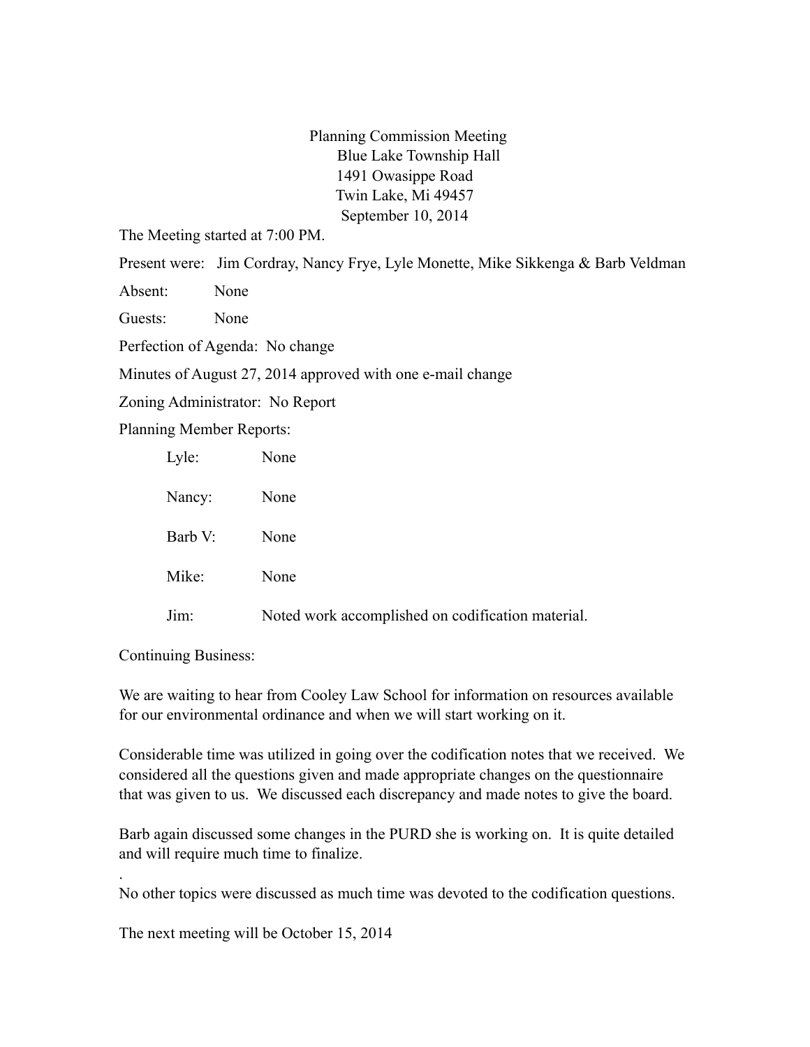Planning Commission Meeting
Blue Lake Township Hall
1491 Owasippe Road
Twin Lake, Mi 49457
September 10, 2014

The Meeting started at 7:00 PM.

Present were: Jim Cordray, Nancy Frye, Lyle Monette, Mike Sikkenga & Barb Veldman

Absent: None

Guests: None

Perfection of Agenda: No change

Minutes of August 27, 2014 approved with one e-mail change

Zoning Administrator: No Report

Planning Member Reports:

- Lyle: None
- Nancy: None
- Barb V: None
- Mike: None
- Jim: Noted work accomplished on codification material.

Continuing Business:

We are waiting to hear from Cooley Law School for information on resources available for our environmental ordinance and when we will start working on it.

Considerable time was utilized in going over the codification notes that we received. We considered all the questions given and made appropriate changes on the questionnaire that was given to us. We discussed each discrepancy and made notes to give the board.

Barb again discussed some changes in the PURD she is working on. It is quite detailed and will require much time to finalize.

.

No other topics were discussed as much time was devoted to the codification questions.

The next meeting will be October 15, 2014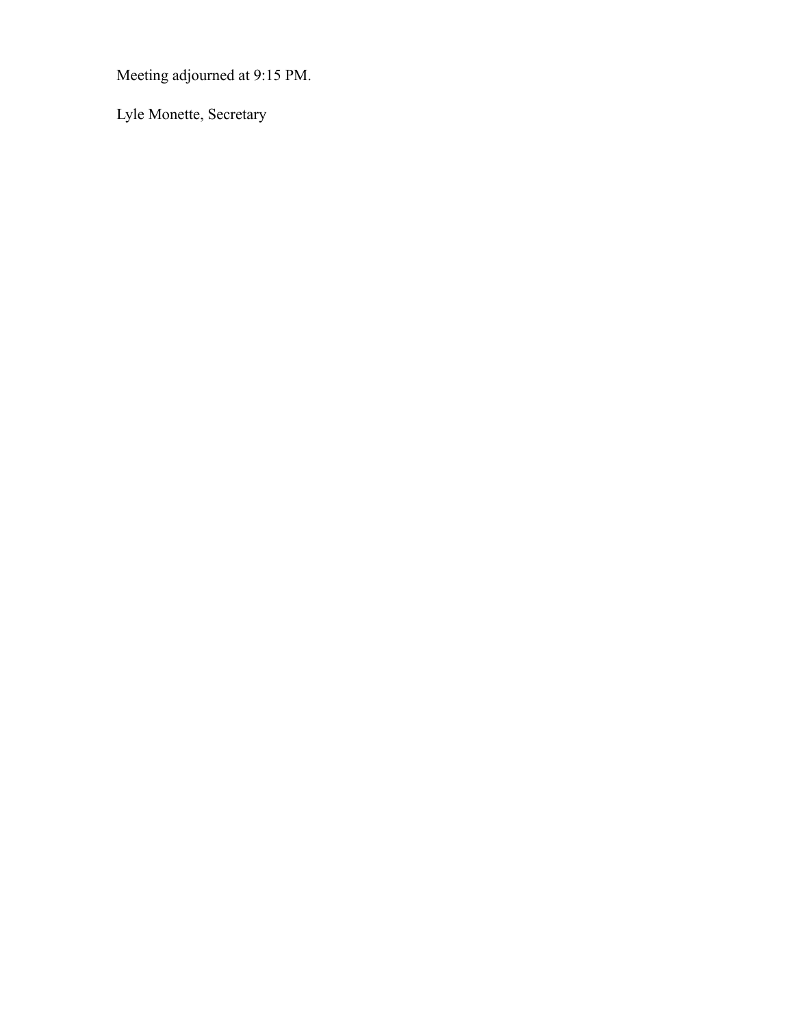Meeting adjourned at 9:15 PM.

Lyle Monette, Secretary